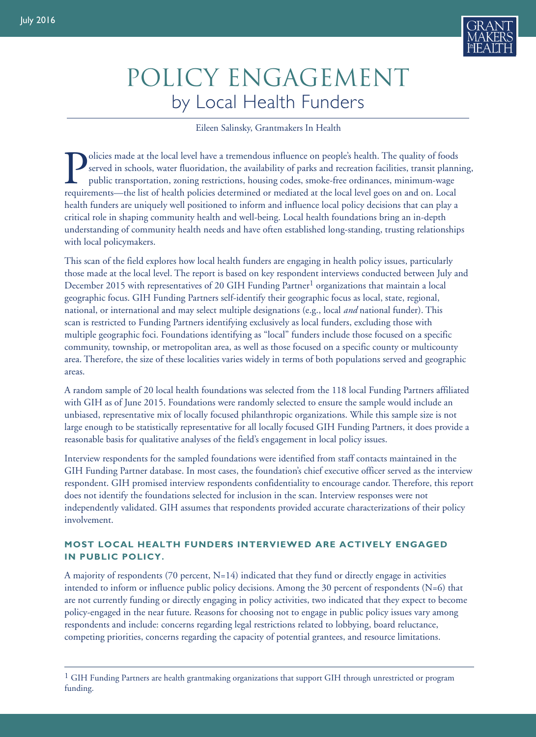# POLICY ENGAGEMENT
## by Local Health Funders

Eileen Salinsky, Grantmakers In Health

Policies made at the local level have a tremendous influence on people's health. The quality of foods served in schools, water fluoridation, the availability of parks and recreation facilities, transit planning, public transportation, zoning restrictions, housing codes, smoke-free ordinances, minimum-wage requirements—the list of health policies determined or mediated at the local level goes on and on. Local health funders are uniquely well positioned to inform and influence local policy decisions that can play a critical role in shaping community health and well-being. Local health foundations bring an in-depth understanding of community health needs and have often established long-standing, trusting relationships with local policymakers.

This scan of the field explores how local health funders are engaging in health policy issues, particularly those made at the local level. The report is based on key respondent interviews conducted between July and December 2015 with representatives of 20 GIH Funding Partner[1] organizations that maintain a local geographic focus. GIH Funding Partners self-identify their geographic focus as local, state, regional, national, or international and may select multiple designations (e.g., local *and* national funder). This scan is restricted to Funding Partners identifying exclusively as local funders, excluding those with multiple geographic foci. Foundations identifying as "local" funders include those focused on a specific community, township, or metropolitan area, as well as those focused on a specific county or multicounty area. Therefore, the size of these localities varies widely in terms of both populations served and geographic areas.

A random sample of 20 local health foundations was selected from the 118 local Funding Partners affiliated with GIH as of June 2015. Foundations were randomly selected to ensure the sample would include an unbiased, representative mix of locally focused philanthropic organizations. While this sample size is not large enough to be statistically representative for all locally focused GIH Funding Partners, it does provide a reasonable basis for qualitative analyses of the field's engagement in local policy issues.

Interview respondents for the sampled foundations were identified from staff contacts maintained in the GIH Funding Partner database. In most cases, the foundation's chief executive officer served as the interview respondent. GIH promised interview respondents confidentiality to encourage candor. Therefore, this report does not identify the foundations selected for inclusion in the scan. Interview responses were not independently validated. GIH assumes that respondents provided accurate characterizations of their policy involvement.

### MOST LOCAL HEALTH FUNDERS INTERVIEWED ARE ACTIVELY ENGAGED IN PUBLIC POLICY.

A majority of respondents (70 percent, N=14) indicated that they fund or directly engage in activities intended to inform or influence public policy decisions. Among the 30 percent of respondents (N=6) that are not currently funding or directly engaging in policy activities, two indicated that they expect to become policy-engaged in the near future. Reasons for choosing not to engage in public policy issues vary among respondents and include: concerns regarding legal restrictions related to lobbying, board reluctance, competing priorities, concerns regarding the capacity of potential grantees, and resource limitations.

---

[1] GIH Funding Partners are health grantmaking organizations that support GIH through unrestricted or program funding.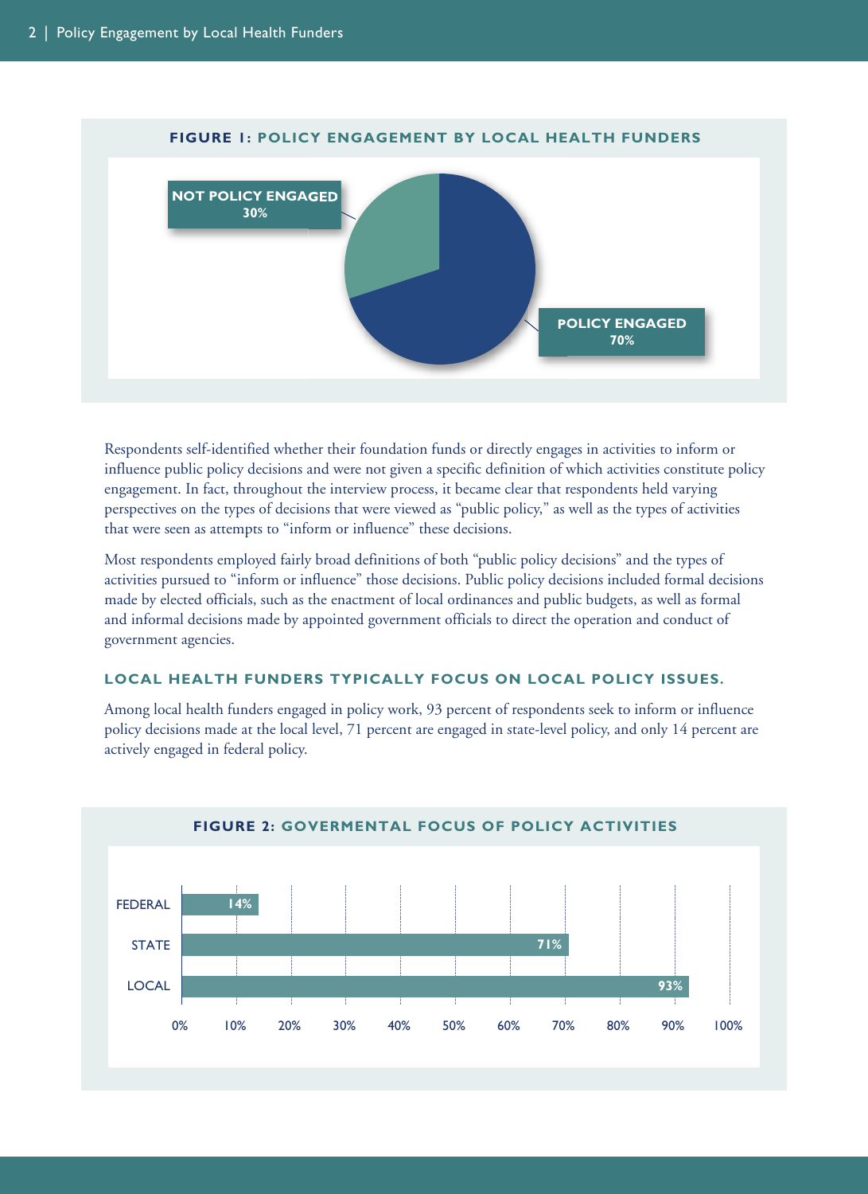**FIGURE 1: POLICY ENGAGEMENT BY LOCAL HEALTH FUNDERS**

NOT POLICY ENGAGED
30%

POLICY ENGAGED
70%

Respondents self-identified whether their foundation funds or directly engages in activities to inform or influence public policy decisions and were not given a specific definition of which activities constitute policy engagement. In fact, throughout the interview process, it became clear that respondents held varying perspectives on the types of decisions that were viewed as "public policy," as well as the types of activities that were seen as attempts to "inform or influence" these decisions.

Most respondents employed fairly broad definitions of both "public policy decisions" and the types of activities pursued to "inform or influence" those decisions. Public policy decisions included formal decisions made by elected officials, such as the enactment of local ordinances and public budgets, as well as formal and informal decisions made by appointed government officials to direct the operation and conduct of government agencies.

### LOCAL HEALTH FUNDERS TYPICALLY FOCUS ON LOCAL POLICY ISSUES.

Among local health funders engaged in policy work, 93 percent of respondents seek to inform or influence policy decisions made at the local level, 71 percent are engaged in state-level policy, and only 14 percent are actively engaged in federal policy.

**FIGURE 2: GOVERMENTAL FOCUS OF POLICY ACTIVITIES**

FEDERAL 14%

STATE 71%

LOCAL 93%

0% 10% 20% 30% 40% 50% 60% 70% 80% 90% 100%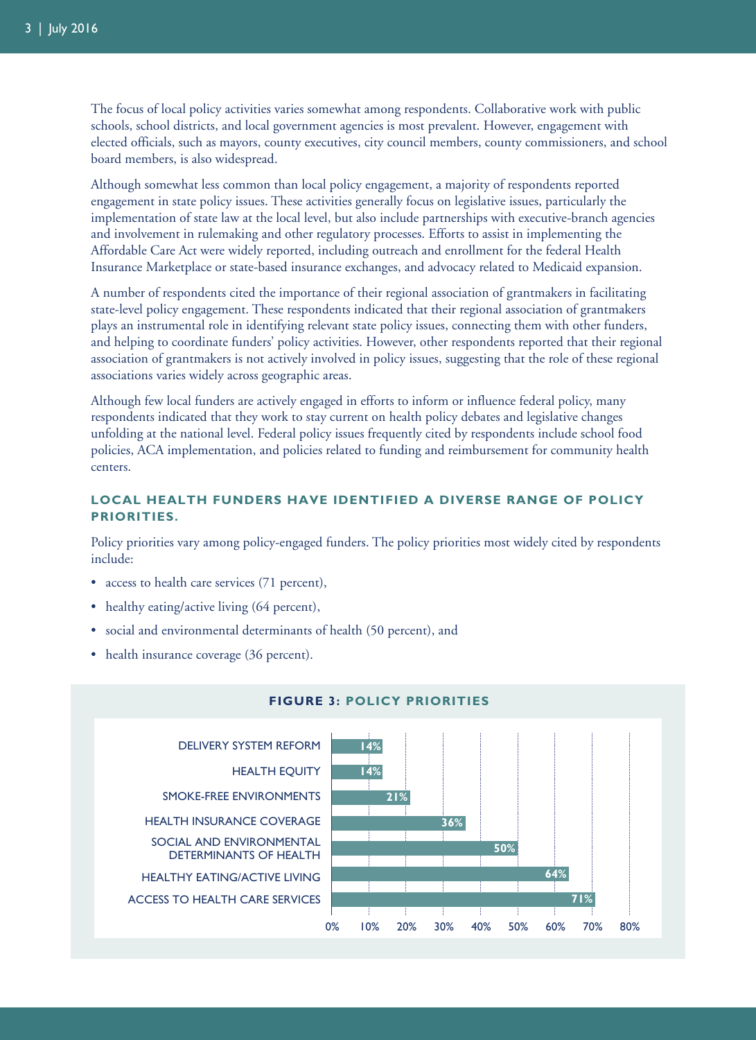The focus of local policy activities varies somewhat among respondents. Collaborative work with public schools, school districts, and local government agencies is most prevalent. However, engagement with elected officials, such as mayors, county executives, city council members, county commissioners, and school board members, is also widespread.

Although somewhat less common than local policy engagement, a majority of respondents reported engagement in state policy issues. These activities generally focus on legislative issues, particularly the implementation of state law at the local level, but also include partnerships with executive-branch agencies and involvement in rulemaking and other regulatory processes. Efforts to assist in implementing the Affordable Care Act were widely reported, including outreach and enrollment for the federal Health Insurance Marketplace or state-based insurance exchanges, and advocacy related to Medicaid expansion.

A number of respondents cited the importance of their regional association of grantmakers in facilitating state-level policy engagement. These respondents indicated that their regional association of grantmakers plays an instrumental role in identifying relevant state policy issues, connecting them with other funders, and helping to coordinate funders' policy activities. However, other respondents reported that their regional association of grantmakers is not actively involved in policy issues, suggesting that the role of these regional associations varies widely across geographic areas.

Although few local funders are actively engaged in efforts to inform or influence federal policy, many respondents indicated that they work to stay current on health policy debates and legislative changes unfolding at the national level. Federal policy issues frequently cited by respondents include school food policies, ACA implementation, and policies related to funding and reimbursement for community health centers.

### LOCAL HEALTH FUNDERS HAVE IDENTIFIED A DIVERSE RANGE OF POLICY PRIORITIES.

Policy priorities vary among policy-engaged funders. The policy priorities most widely cited by respondents include:

- access to health care services (71 percent),
- healthy eating/active living (64 percent),
- social and environmental determinants of health (50 percent), and
- health insurance coverage (36 percent).

**FIGURE 3: POLICY PRIORITIES**

DELIVERY SYSTEM REFORM 14%
HEALTH EQUITY 14%
SMOKE-FREE ENVIRONMENTS 21%
HEALTH INSURANCE COVERAGE 36%
SOCIAL AND ENVIRONMENTAL DETERMINANTS OF HEALTH 50%
HEALTHY EATING/ACTIVE LIVING 64%
ACCESS TO HEALTH CARE SERVICES 71%

0% 10% 20% 30% 40% 50% 60% 70% 80%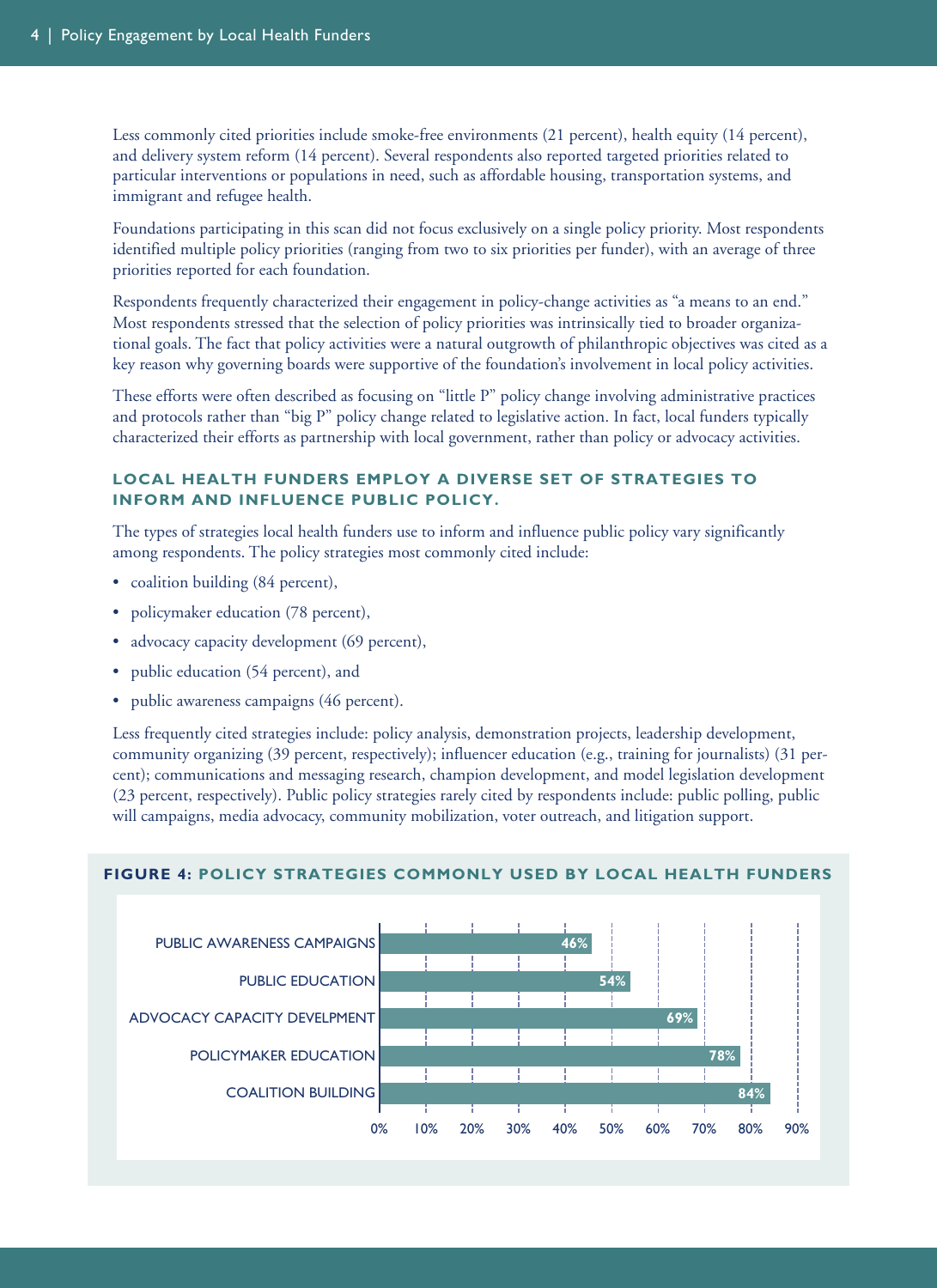Less commonly cited priorities include smoke-free environments (21 percent), health equity (14 percent), and delivery system reform (14 percent). Several respondents also reported targeted priorities related to particular interventions or populations in need, such as affordable housing, transportation systems, and immigrant and refugee health.

Foundations participating in this scan did not focus exclusively on a single policy priority. Most respondents identified multiple policy priorities (ranging from two to six priorities per funder), with an average of three priorities reported for each foundation.

Respondents frequently characterized their engagement in policy-change activities as "a means to an end." Most respondents stressed that the selection of policy priorities was intrinsically tied to broader organizational goals. The fact that policy activities were a natural outgrowth of philanthropic objectives was cited as a key reason why governing boards were supportive of the foundation's involvement in local policy activities.

These efforts were often described as focusing on "little P" policy change involving administrative practices and protocols rather than "big P" policy change related to legislative action. In fact, local funders typically characterized their efforts as partnership with local government, rather than policy or advocacy activities.

### LOCAL HEALTH FUNDERS EMPLOY A DIVERSE SET OF STRATEGIES TO INFORM AND INFLUENCE PUBLIC POLICY.

The types of strategies local health funders use to inform and influence public policy vary significantly among respondents. The policy strategies most commonly cited include:

- coalition building (84 percent),
- policymaker education (78 percent),
- advocacy capacity development (69 percent),
- public education (54 percent), and
- public awareness campaigns (46 percent).

Less frequently cited strategies include: policy analysis, demonstration projects, leadership development, community organizing (39 percent, respectively); influencer education (e.g., training for journalists) (31 percent); communications and messaging research, champion development, and model legislation development (23 percent, respectively). Public policy strategies rarely cited by respondents include: public polling, public will campaigns, media advocacy, community mobilization, voter outreach, and litigation support.

**FIGURE 4: POLICY STRATEGIES COMMONLY USED BY LOCAL HEALTH FUNDERS**

PUBLIC AWARENESS CAMPAIGNS 46%
PUBLIC EDUCATION 54%
ADVOCACY CAPACITY DEVELPMENT 69%
POLICYMAKER EDUCATION 78%
COALITION BUILDING 84%

0% 10% 20% 30% 40% 50% 60% 70% 80% 90%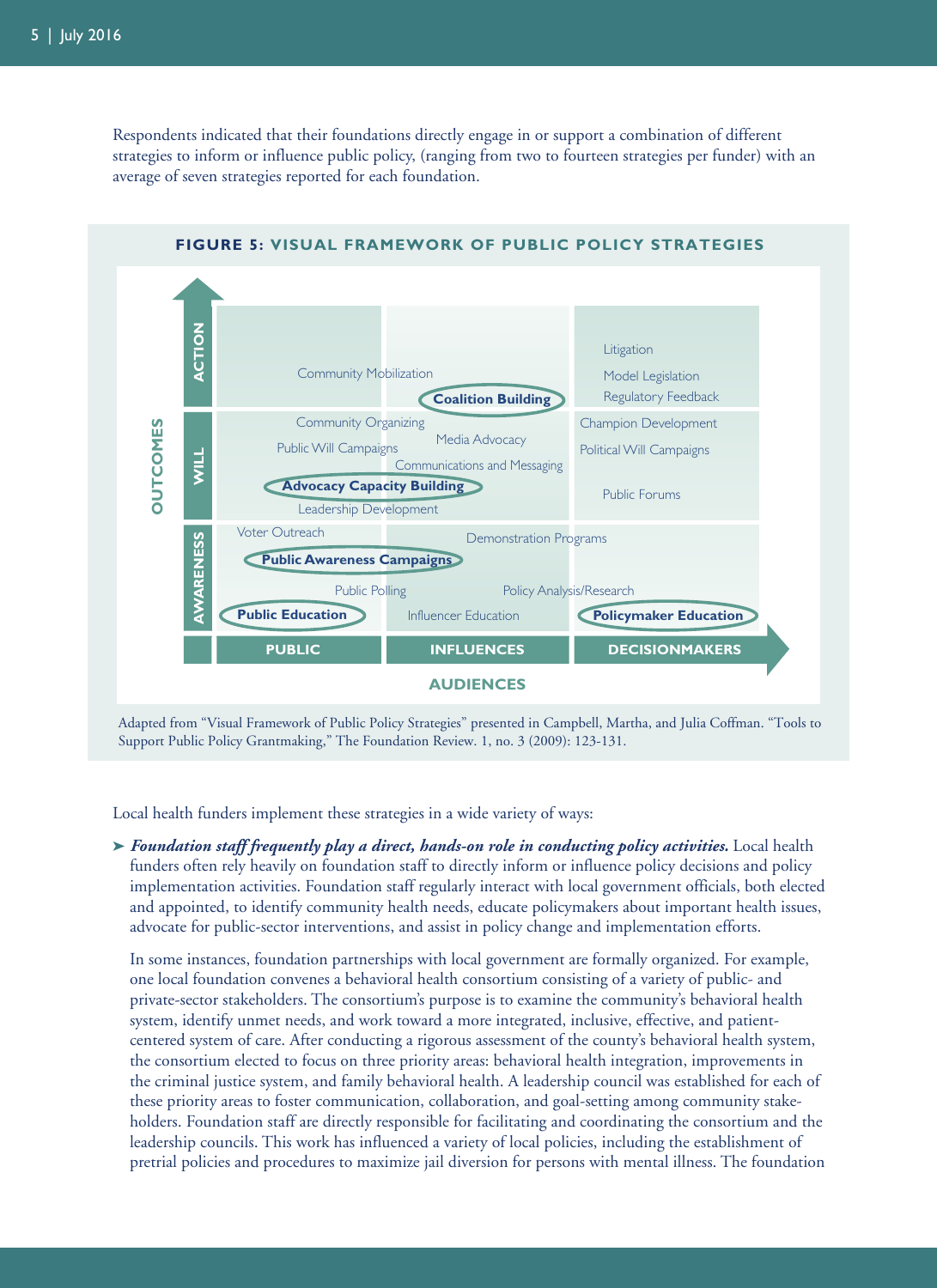Respondents indicated that their foundations directly engage in or support a combination of different strategies to inform or influence public policy, (ranging from two to fourteen strategies per funder) with an average of seven strategies reported for each foundation.

**FIGURE 5: VISUAL FRAMEWORK OF PUBLIC POLICY STRATEGIES**

| OUTCOMES | PUBLIC | INFLUENCES | DECISIONMAKERS |
|---|---|---|---|
| ACTION | Community Mobilization | **Coalition Building** | Litigation; Model Legislation; Regulatory Feedback |
| WILL | Community Organizing; Public Will Campaigns; **Advocacy Capacity Building**; Leadership Development | Media Advocacy; Communications and Messaging | Champion Development; Political Will Campaigns; Public Forums |
| AWARENESS | Voter Outreach; **Public Awareness Campaigns**; Public Polling; **Public Education** | Demonstration Programs; Influencer Education; Policy Analysis/Research | **Policymaker Education** |

AUDIENCES

Adapted from "Visual Framework of Public Policy Strategies" presented in Campbell, Martha, and Julia Coffman. "Tools to Support Public Policy Grantmaking," The Foundation Review. 1, no. 3 (2009): 123-131.

Local health funders implement these strategies in a wide variety of ways:

- ***Foundation staff frequently play a direct, hands-on role in conducting policy activities.*** Local health funders often rely heavily on foundation staff to directly inform or influence policy decisions and policy implementation activities. Foundation staff regularly interact with local government officials, both elected and appointed, to identify community health needs, educate policymakers about important health issues, advocate for public-sector interventions, and assist in policy change and implementation efforts.

  In some instances, foundation partnerships with local government are formally organized. For example, one local foundation convenes a behavioral health consortium consisting of a variety of public- and private-sector stakeholders. The consortium's purpose is to examine the community's behavioral health system, identify unmet needs, and work toward a more integrated, inclusive, effective, and patient-centered system of care. After conducting a rigorous assessment of the county's behavioral health system, the consortium elected to focus on three priority areas: behavioral health integration, improvements in the criminal justice system, and family behavioral health. A leadership council was established for each of these priority areas to foster communication, collaboration, and goal-setting among community stakeholders. Foundation staff are directly responsible for facilitating and coordinating the consortium and the leadership councils. This work has influenced a variety of local policies, including the establishment of pretrial policies and procedures to maximize jail diversion for persons with mental illness. The foundation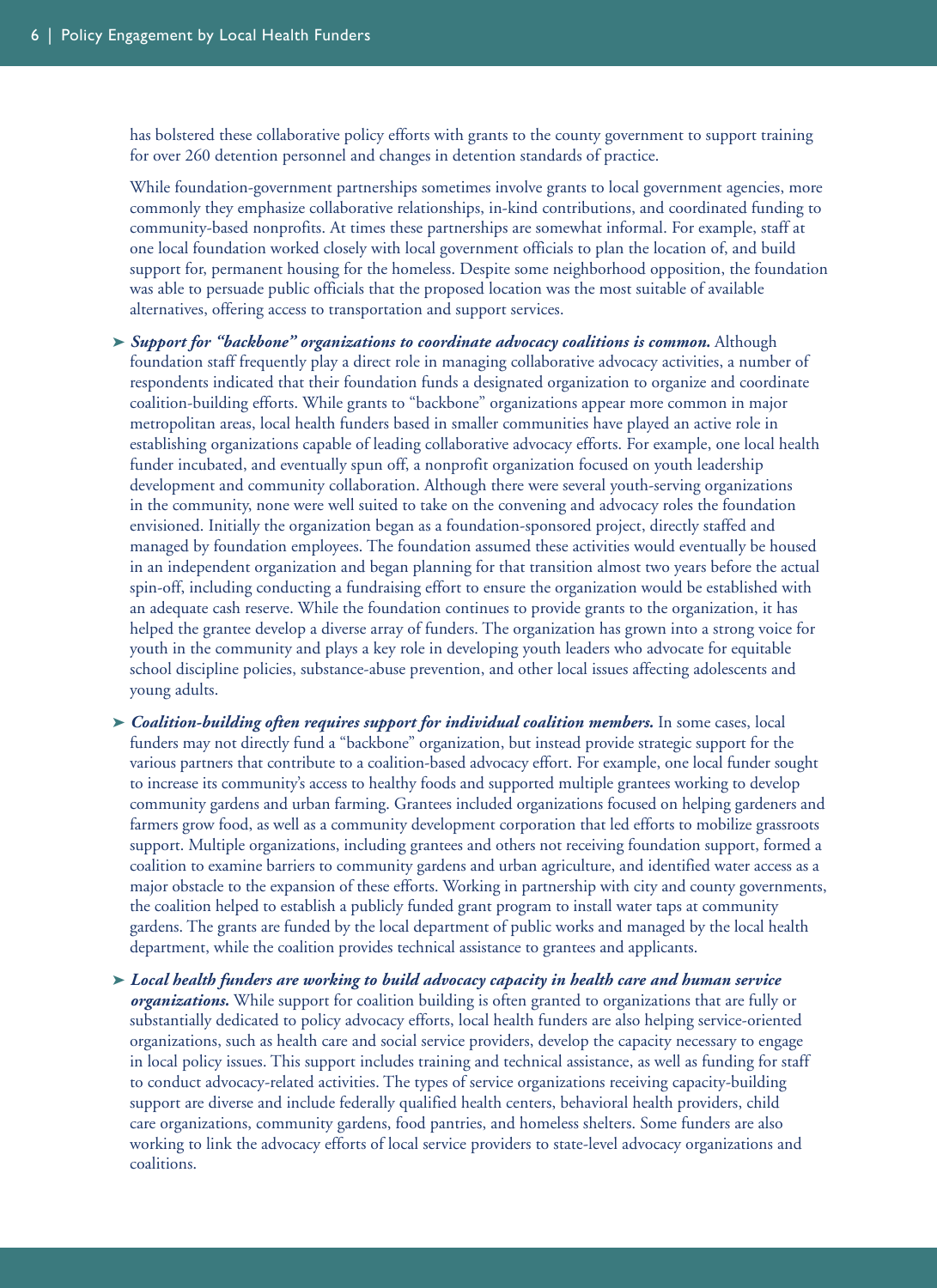has bolstered these collaborative policy efforts with grants to the county government to support training for over 260 detention personnel and changes in detention standards of practice.

While foundation-government partnerships sometimes involve grants to local government agencies, more commonly they emphasize collaborative relationships, in-kind contributions, and coordinated funding to community-based nonprofits. At times these partnerships are somewhat informal. For example, staff at one local foundation worked closely with local government officials to plan the location of, and build support for, permanent housing for the homeless. Despite some neighborhood opposition, the foundation was able to persuade public officials that the proposed location was the most suitable of available alternatives, offering access to transportation and support services.

- ***Support for "backbone" organizations to coordinate advocacy coalitions is common.*** Although foundation staff frequently play a direct role in managing collaborative advocacy activities, a number of respondents indicated that their foundation funds a designated organization to organize and coordinate coalition-building efforts. While grants to "backbone" organizations appear more common in major metropolitan areas, local health funders based in smaller communities have played an active role in establishing organizations capable of leading collaborative advocacy efforts. For example, one local health funder incubated, and eventually spun off, a nonprofit organization focused on youth leadership development and community collaboration. Although there were several youth-serving organizations in the community, none were well suited to take on the convening and advocacy roles the foundation envisioned. Initially the organization began as a foundation-sponsored project, directly staffed and managed by foundation employees. The foundation assumed these activities would eventually be housed in an independent organization and began planning for that transition almost two years before the actual spin-off, including conducting a fundraising effort to ensure the organization would be established with an adequate cash reserve. While the foundation continues to provide grants to the organization, it has helped the grantee develop a diverse array of funders. The organization has grown into a strong voice for youth in the community and plays a key role in developing youth leaders who advocate for equitable school discipline policies, substance-abuse prevention, and other local issues affecting adolescents and young adults.

- ***Coalition-building often requires support for individual coalition members.*** In some cases, local funders may not directly fund a "backbone" organization, but instead provide strategic support for the various partners that contribute to a coalition-based advocacy effort. For example, one local funder sought to increase its community's access to healthy foods and supported multiple grantees working to develop community gardens and urban farming. Grantees included organizations focused on helping gardeners and farmers grow food, as well as a community development corporation that led efforts to mobilize grassroots support. Multiple organizations, including grantees and others not receiving foundation support, formed a coalition to examine barriers to community gardens and urban agriculture, and identified water access as a major obstacle to the expansion of these efforts. Working in partnership with city and county governments, the coalition helped to establish a publicly funded grant program to install water taps at community gardens. The grants are funded by the local department of public works and managed by the local health department, while the coalition provides technical assistance to grantees and applicants.

- ***Local health funders are working to build advocacy capacity in health care and human service organizations.*** While support for coalition building is often granted to organizations that are fully or substantially dedicated to policy advocacy efforts, local health funders are also helping service-oriented organizations, such as health care and social service providers, develop the capacity necessary to engage in local policy issues. This support includes training and technical assistance, as well as funding for staff to conduct advocacy-related activities. The types of service organizations receiving capacity-building support are diverse and include federally qualified health centers, behavioral health providers, child care organizations, community gardens, food pantries, and homeless shelters. Some funders are also working to link the advocacy efforts of local service providers to state-level advocacy organizations and coalitions.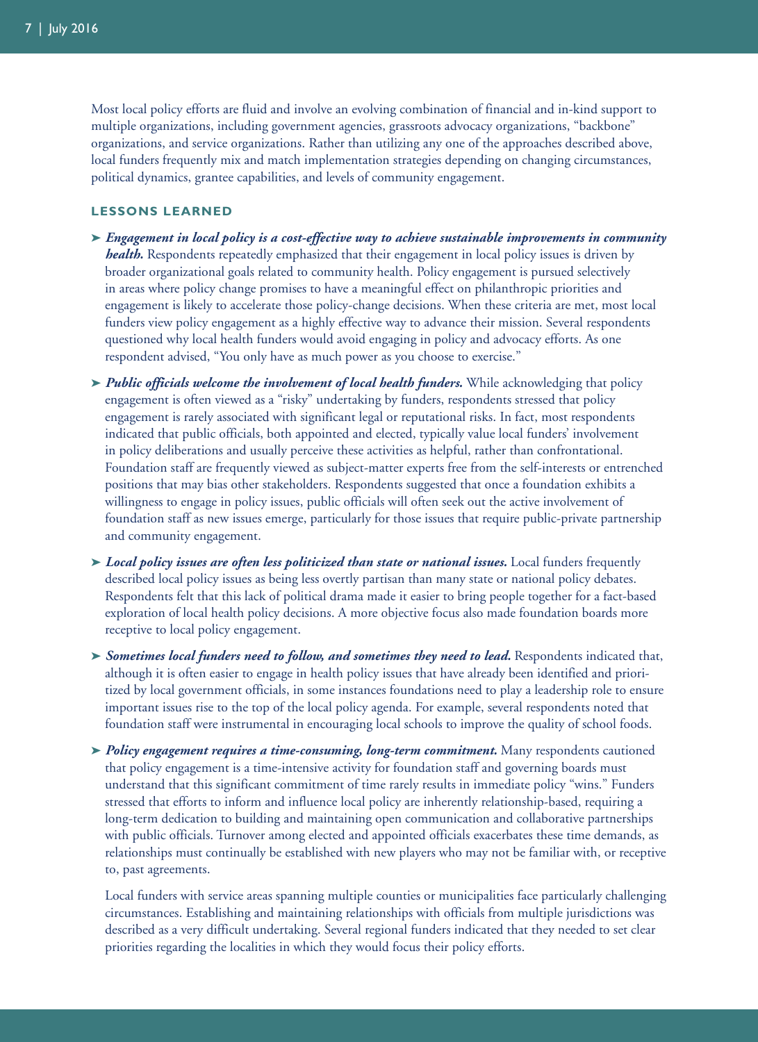Most local policy efforts are fluid and involve an evolving combination of financial and in-kind support to multiple organizations, including government agencies, grassroots advocacy organizations, "backbone" organizations, and service organizations. Rather than utilizing any one of the approaches described above, local funders frequently mix and match implementation strategies depending on changing circumstances, political dynamics, grantee capabilities, and levels of community engagement.

## LESSONS LEARNED

- ***Engagement in local policy is a cost-effective way to achieve sustainable improvements in community health.*** Respondents repeatedly emphasized that their engagement in local policy issues is driven by broader organizational goals related to community health. Policy engagement is pursued selectively in areas where policy change promises to have a meaningful effect on philanthropic priorities and engagement is likely to accelerate those policy-change decisions. When these criteria are met, most local funders view policy engagement as a highly effective way to advance their mission. Several respondents questioned why local health funders would avoid engaging in policy and advocacy efforts. As one respondent advised, "You only have as much power as you choose to exercise."

- ***Public officials welcome the involvement of local health funders.*** While acknowledging that policy engagement is often viewed as a "risky" undertaking by funders, respondents stressed that policy engagement is rarely associated with significant legal or reputational risks. In fact, most respondents indicated that public officials, both appointed and elected, typically value local funders' involvement in policy deliberations and usually perceive these activities as helpful, rather than confrontational. Foundation staff are frequently viewed as subject-matter experts free from the self-interests or entrenched positions that may bias other stakeholders. Respondents suggested that once a foundation exhibits a willingness to engage in policy issues, public officials will often seek out the active involvement of foundation staff as new issues emerge, particularly for those issues that require public-private partnership and community engagement.

- ***Local policy issues are often less politicized than state or national issues.*** Local funders frequently described local policy issues as being less overtly partisan than many state or national policy debates. Respondents felt that this lack of political drama made it easier to bring people together for a fact-based exploration of local health policy decisions. A more objective focus also made foundation boards more receptive to local policy engagement.

- ***Sometimes local funders need to follow, and sometimes they need to lead.*** Respondents indicated that, although it is often easier to engage in health policy issues that have already been identified and prioritized by local government officials, in some instances foundations need to play a leadership role to ensure important issues rise to the top of the local policy agenda. For example, several respondents noted that foundation staff were instrumental in encouraging local schools to improve the quality of school foods.

- ***Policy engagement requires a time-consuming, long-term commitment.*** Many respondents cautioned that policy engagement is a time-intensive activity for foundation staff and governing boards must understand that this significant commitment of time rarely results in immediate policy "wins." Funders stressed that efforts to inform and influence local policy are inherently relationship-based, requiring a long-term dedication to building and maintaining open communication and collaborative partnerships with public officials. Turnover among elected and appointed officials exacerbates these time demands, as relationships must continually be established with new players who may not be familiar with, or receptive to, past agreements.

  Local funders with service areas spanning multiple counties or municipalities face particularly challenging circumstances. Establishing and maintaining relationships with officials from multiple jurisdictions was described as a very difficult undertaking. Several regional funders indicated that they needed to set clear priorities regarding the localities in which they would focus their policy efforts.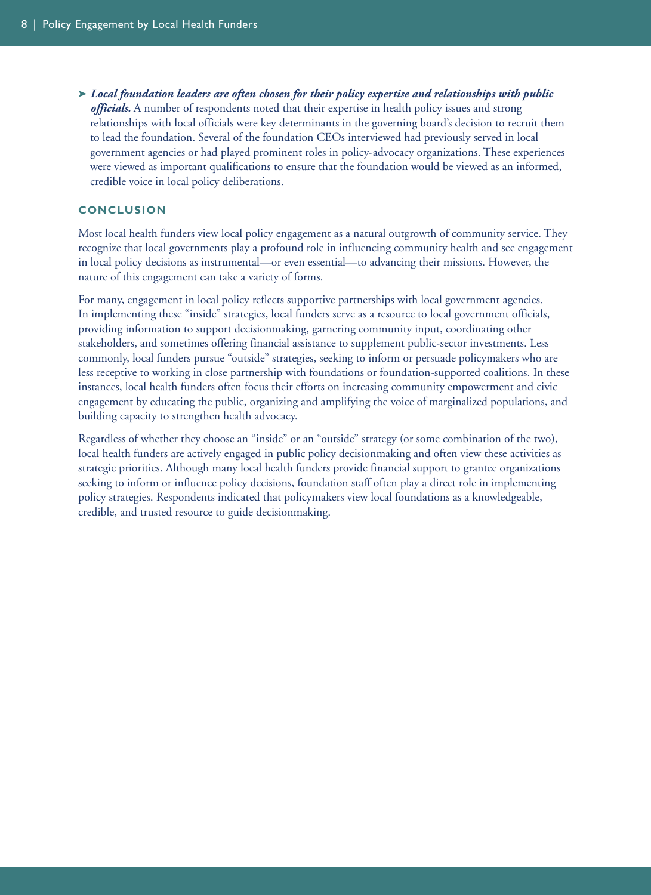- ***Local foundation leaders are often chosen for their policy expertise and relationships with public officials.*** A number of respondents noted that their expertise in health policy issues and strong relationships with local officials were key determinants in the governing board's decision to recruit them to lead the foundation. Several of the foundation CEOs interviewed had previously served in local government agencies or had played prominent roles in policy-advocacy organizations. These experiences were viewed as important qualifications to ensure that the foundation would be viewed as an informed, credible voice in local policy deliberations.

## CONCLUSION

Most local health funders view local policy engagement as a natural outgrowth of community service. They recognize that local governments play a profound role in influencing community health and see engagement in local policy decisions as instrumental—or even essential—to advancing their missions. However, the nature of this engagement can take a variety of forms.

For many, engagement in local policy reflects supportive partnerships with local government agencies. In implementing these "inside" strategies, local funders serve as a resource to local government officials, providing information to support decisionmaking, garnering community input, coordinating other stakeholders, and sometimes offering financial assistance to supplement public-sector investments. Less commonly, local funders pursue "outside" strategies, seeking to inform or persuade policymakers who are less receptive to working in close partnership with foundations or foundation-supported coalitions. In these instances, local health funders often focus their efforts on increasing community empowerment and civic engagement by educating the public, organizing and amplifying the voice of marginalized populations, and building capacity to strengthen health advocacy.

Regardless of whether they choose an "inside" or an "outside" strategy (or some combination of the two), local health funders are actively engaged in public policy decisionmaking and often view these activities as strategic priorities. Although many local health funders provide financial support to grantee organizations seeking to inform or influence policy decisions, foundation staff often play a direct role in implementing policy strategies. Respondents indicated that policymakers view local foundations as a knowledgeable, credible, and trusted resource to guide decisionmaking.